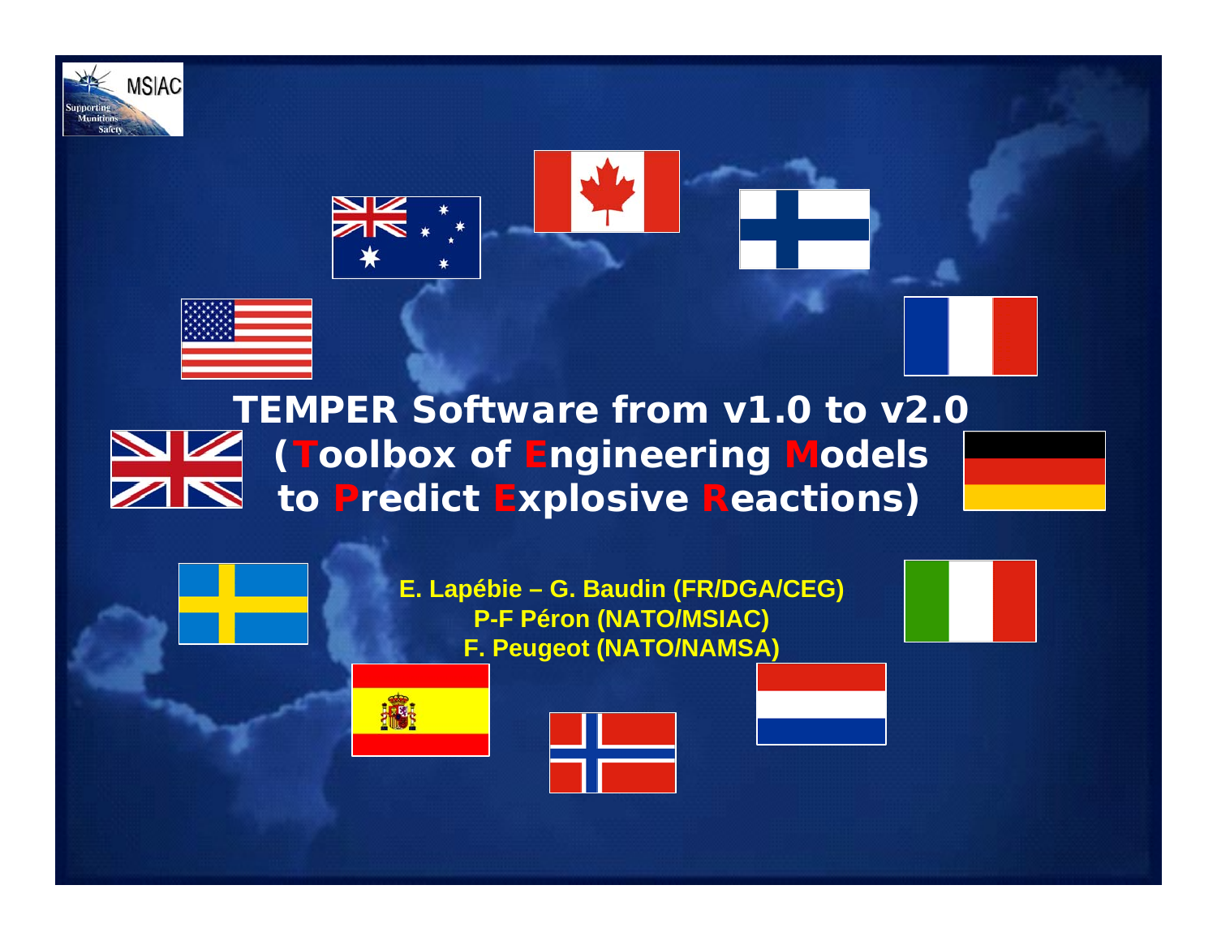# TEMPER Software from v1.0 to v2.0 (Toolbox of Engineering Models to Predict Explosive Reactions)

**E. Lapébie – G. Baudin (FR/DGA/CEG)**
**P-F Péron (NATO/MSIAC)**
**F. Peugeot (NATO/NAMSA)**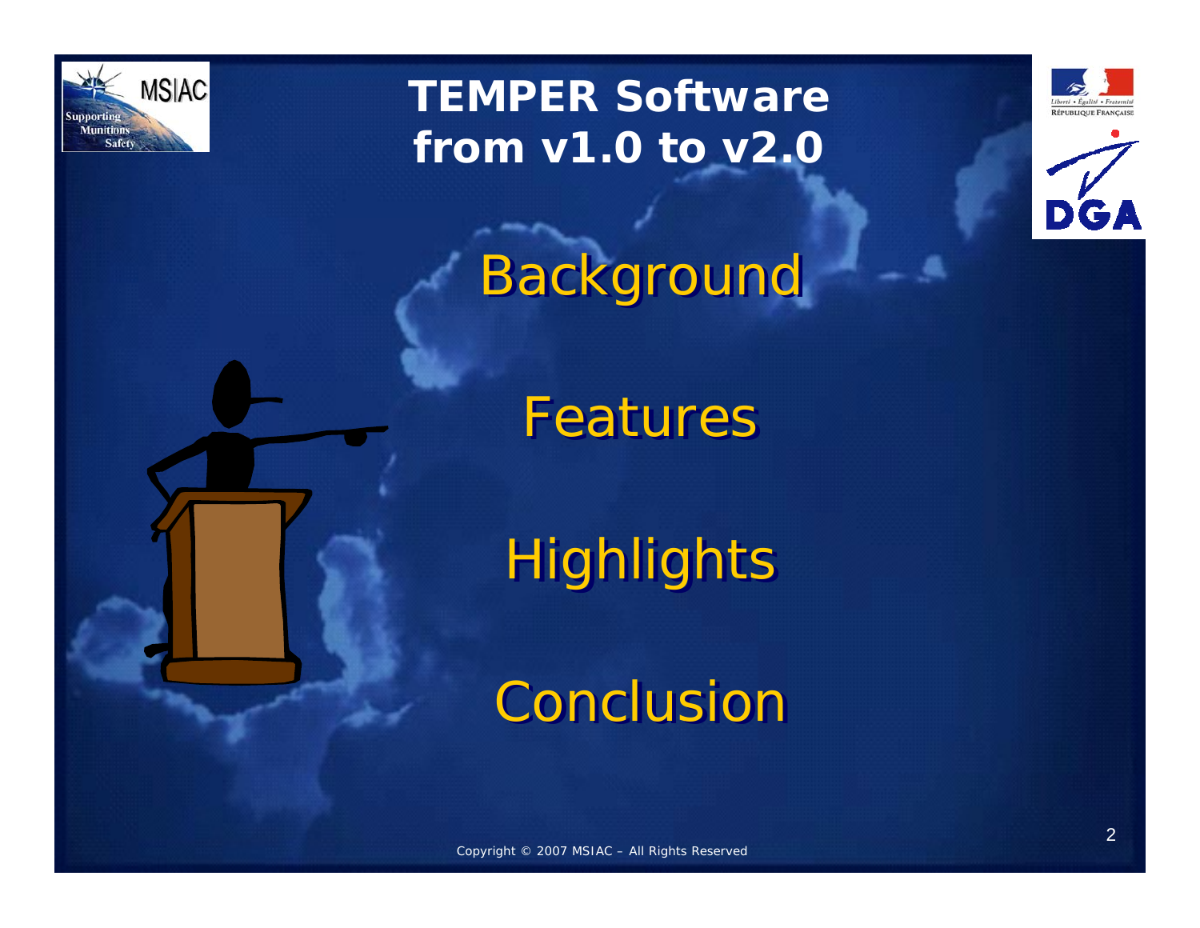# TEMPER Software from v1.0 to v2.0

Background

Features

Highlights

Conclusion

Copyright © 2007 MSIAC – All Rights Reserved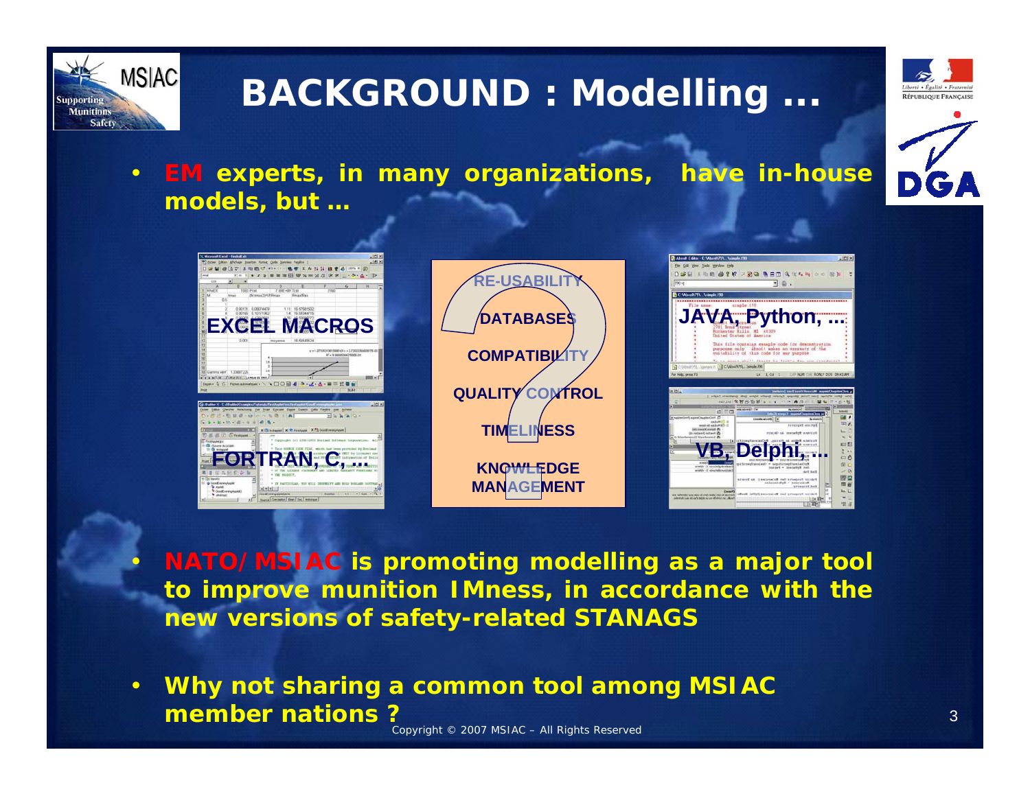# BACKGROUND : Modelling …

- **EM experts, in many organizations, have in-house models, but …**

**EXCEL MACROS**

**FORTRAN, C, …**

**RE-USABILITY**

**DATABASES**

**COMPATIBILITY**

**QUALITY CONTROL**

**TIMELINESS**

**KNOWLEDGE MANAGEMENT**

**JAVA, Python, …**

**VB, Delphi, …**

- **NATO/MSIAC is promoting modelling as a major tool to improve munition IMness, in accordance with the new versions of safety-related STANAGS**

- **Why not sharing a common tool among MSIAC member nations ?**

Copyright © 2007 MSIAC – All Rights Reserved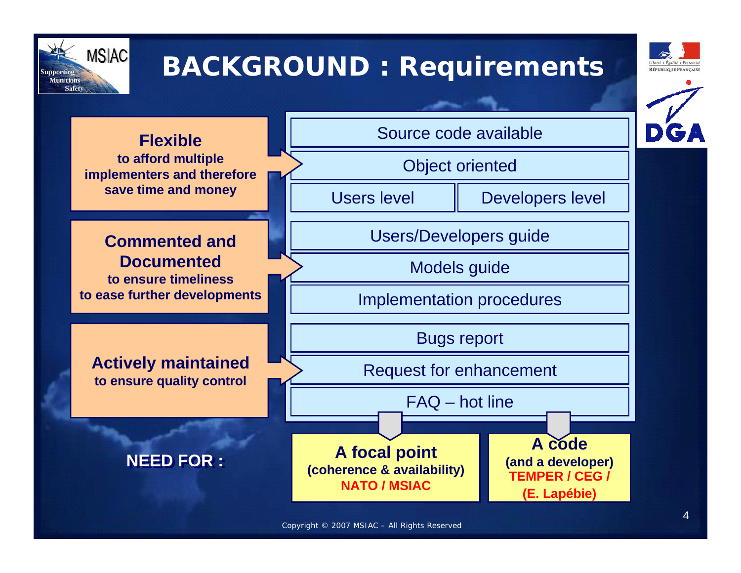# BACKGROUND : Requirements

**Flexible**
**to afford multiple implementers and therefore save time and money**

- Source code available
- Object oriented
- Users level | Developers level

**Commented and Documented**
**to ensure timeliness**
**to ease further developments**

- Users/Developers guide
- Models guide
- Implementation procedures

**Actively maintained**
**to ensure quality control**

- Bugs report
- Request for enhancement
- FAQ – hot line

**NEED FOR :**

**A focal point**
**(coherence & availability)**
**NATO / MSIAC**

**A code**
**(and a developer)**
**TEMPER / CEG / (E. Lapébie)**

Copyright © 2007 MSIAC – All Rights Reserved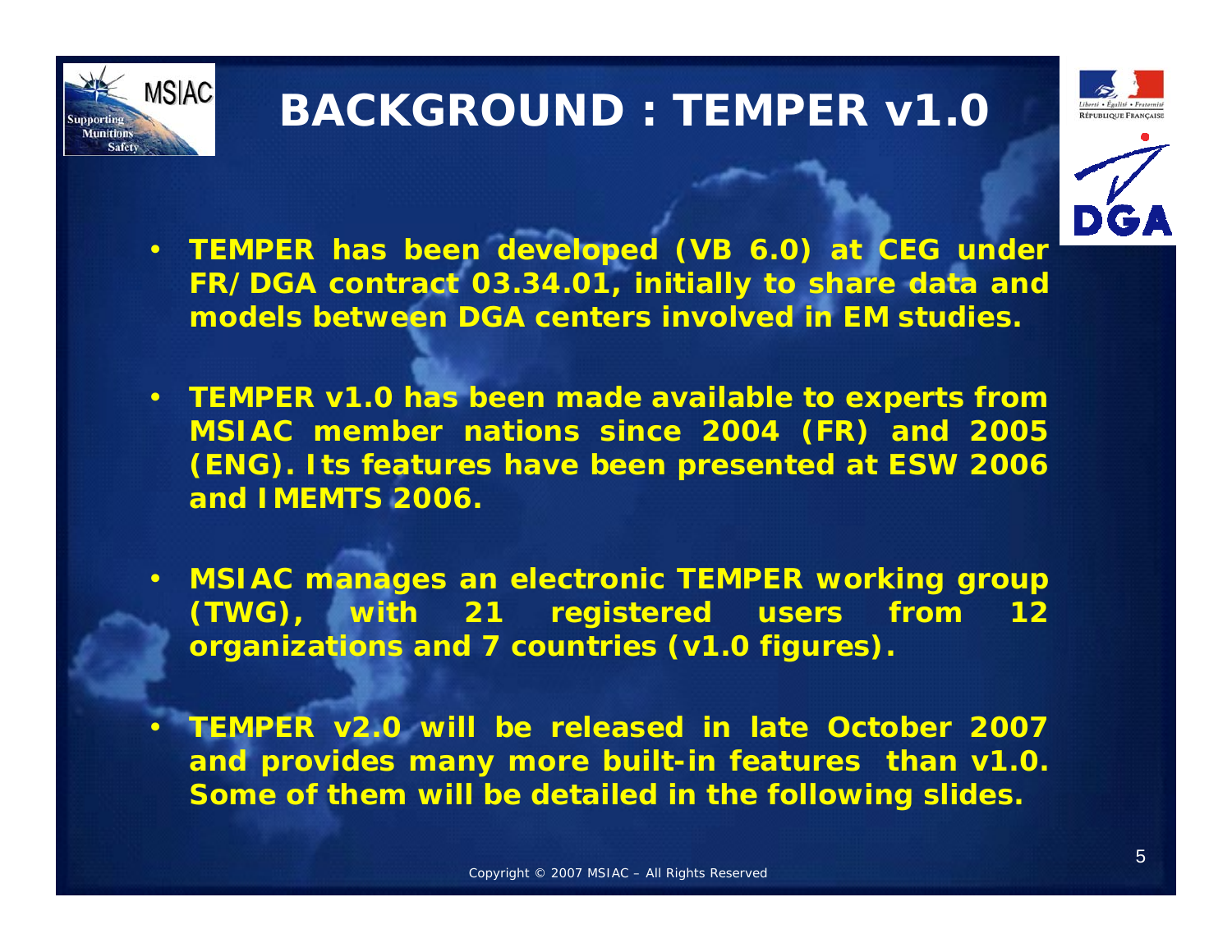# BACKGROUND : TEMPER v1.0

- **TEMPER has been developed (VB 6.0) at CEG under FR/DGA contract 03.34.01, initially to share data and models between DGA centers involved in EM studies.**

- **TEMPER v1.0 has been made available to experts from MSIAC member nations since 2004 (FR) and 2005 (ENG). Its features have been presented at ESW 2006 and IMEMTS 2006.**

- **MSIAC manages an electronic TEMPER working group (TWG), with 21 registered users from 12 organizations and 7 countries (v1.0 figures).**

- **TEMPER v2.0 will be released in late October 2007 and provides many more built-in features than v1.0. Some of them will be detailed in the following slides.**

Copyright © 2007 MSIAC – All Rights Reserved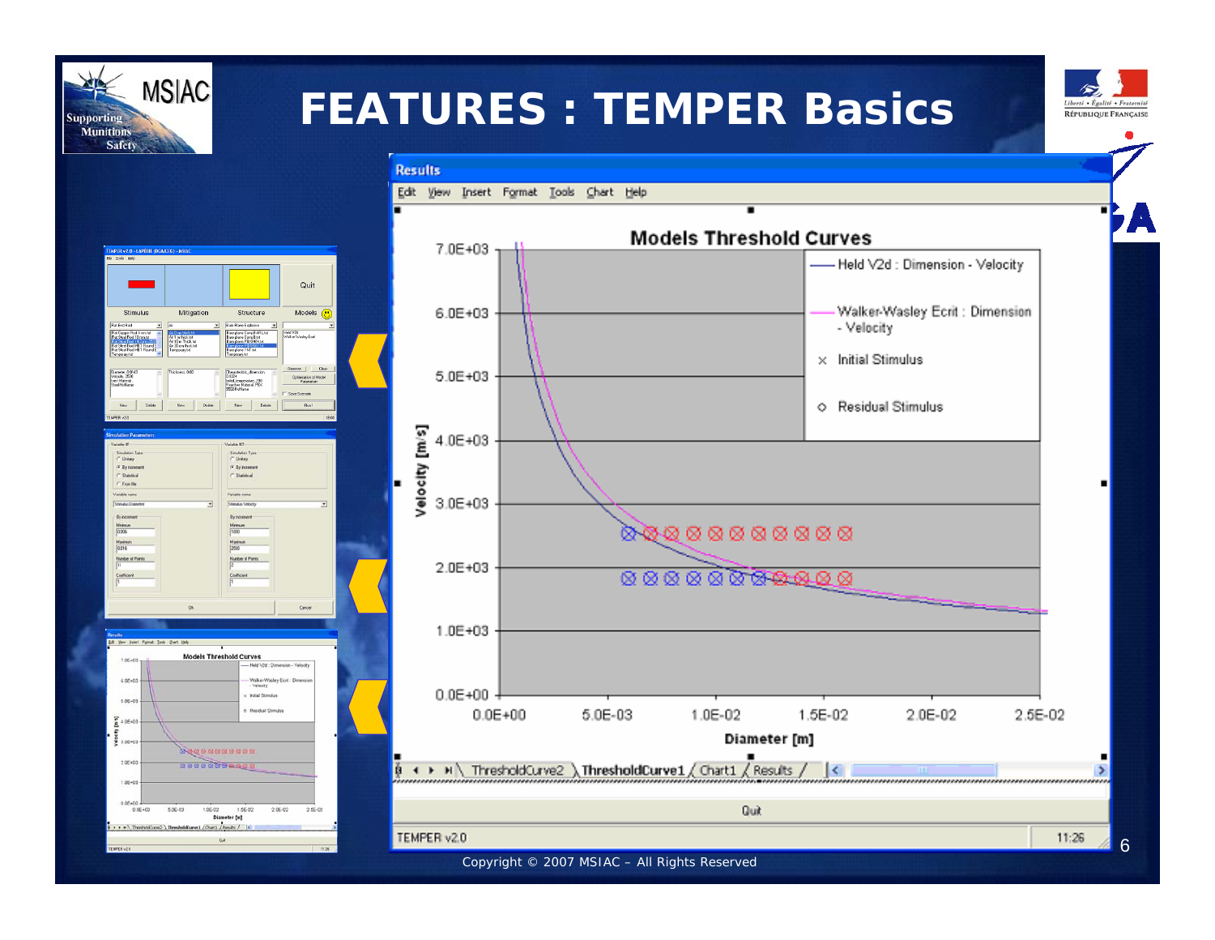# FEATURES : TEMPER Basics

**Results**

Edit View Insert Format Tools Chart Help

**Models Threshold Curves**

- Held V2d : Dimension - Velocity
- Walker-Wasley Ecrit : Dimension - Velocity
- × Initial Stimulus
- ○ Residual Stimulus

Velocity [m/s]: 0.0E+00, 1.0E+03, 2.0E+03, 3.0E+03, 4.0E+03, 5.0E+03, 6.0E+03, 7.0E+03

Diameter [m]: 0.0E+00, 5.0E-03, 1.0E-02, 1.5E-02, 2.0E-02, 2.5E-02

ThresholdCurve2 / ThresholdCurve1 / Chart1 / Results

Quit

TEMPER v2.0 — 11:26

Copyright © 2007 MSIAC – All Rights Reserved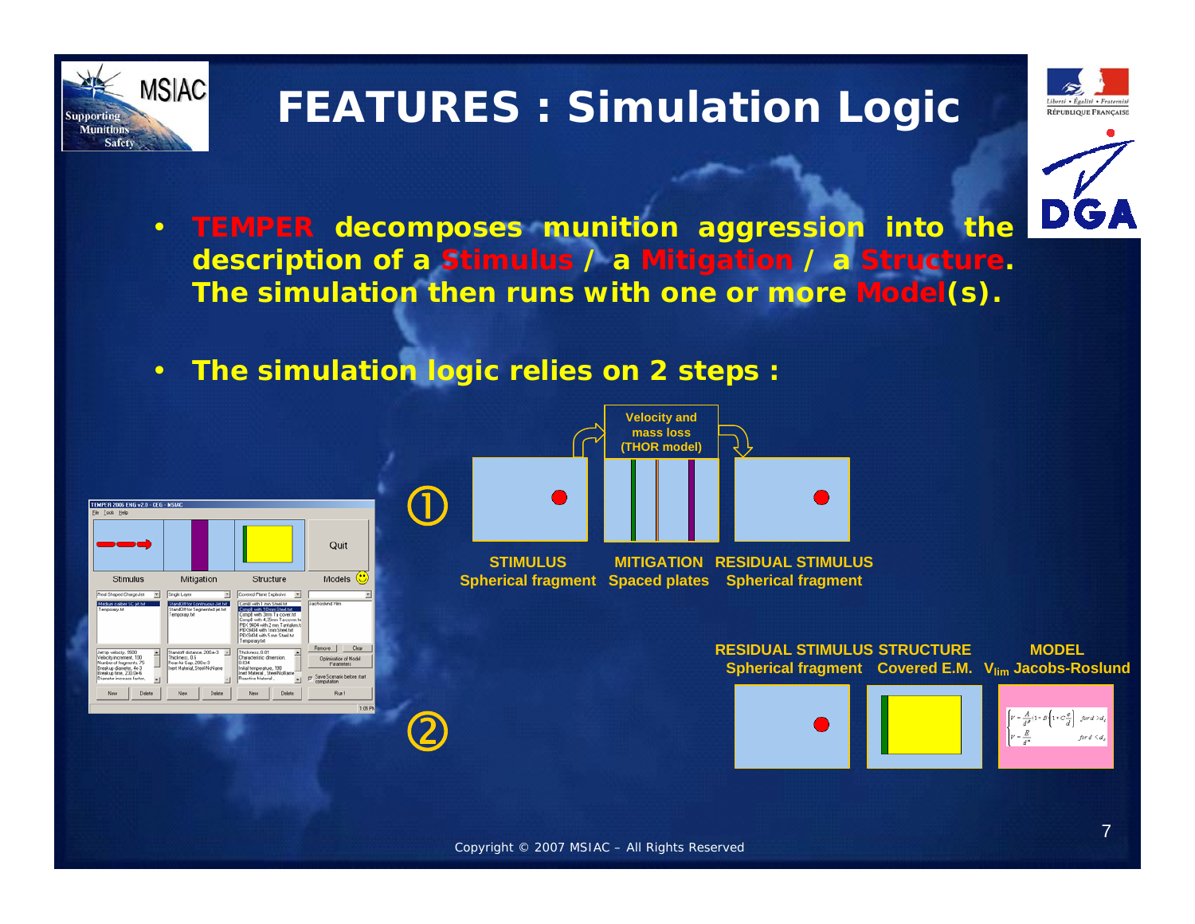# FEATURES : Simulation Logic

- **TEMPER decomposes munition aggression into the description of a Stimulus / a Mitigation / a Structure. The simulation then runs with one or more Model(s).**

- **The simulation logic relies on 2 steps :**

①

Velocity and mass loss (THOR model)

| STIMULUS | MITIGATION | RESIDUAL STIMULUS |
|---|---|---|
| Spherical fragment | Spaced plates | Spherical fragment |

②

| RESIDUAL STIMULUS | STRUCTURE | MODEL |
|---|---|---|
| Spherical fragment | Covered E.M. | $V_{lim}$ Jacobs-Roslund |

Copyright © 2007 MSIAC – All Rights Reserved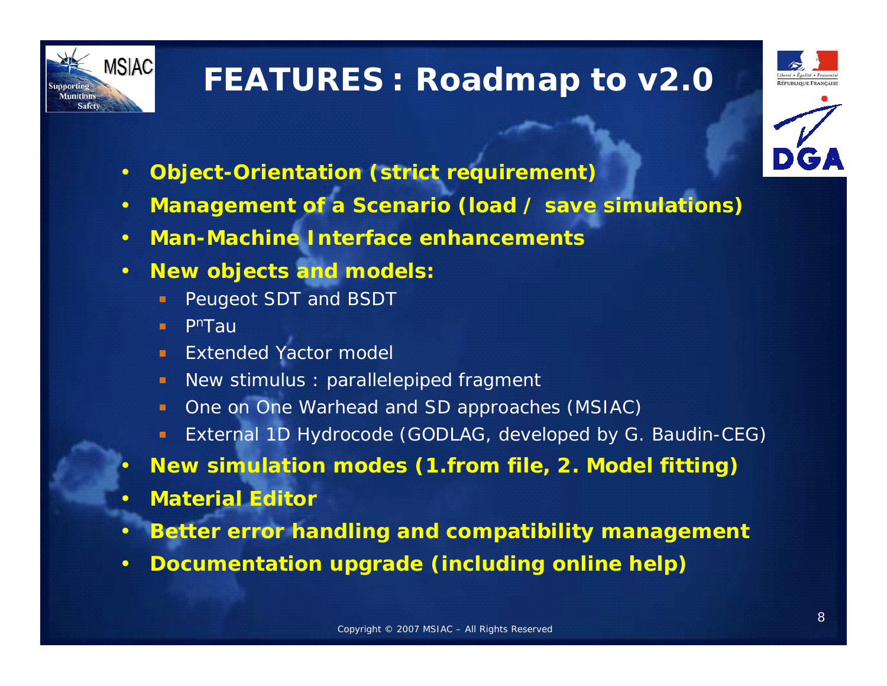# FEATURES : Roadmap to v2.0

- **Object-Orientation (strict requirement)**
- **Management of a Scenario (load / save simulations)**
- **Man-Machine Interface enhancements**
- **New objects and models:**
  - Peugeot SDT and BSDT
  - $P^nTau$
  - Extended Yactor model
  - New stimulus : parallelepiped fragment
  - One on One Warhead and SD approaches (MSIAC)
  - External 1D Hydrocode (GODLAG, developed by G. Baudin-CEG)
- **New simulation modes (1.from file, 2. Model fitting)**
- **Material Editor**
- **Better error handling and compatibility management**
- **Documentation upgrade (including online help)**

Copyright © 2007 MSIAC – All Rights Reserved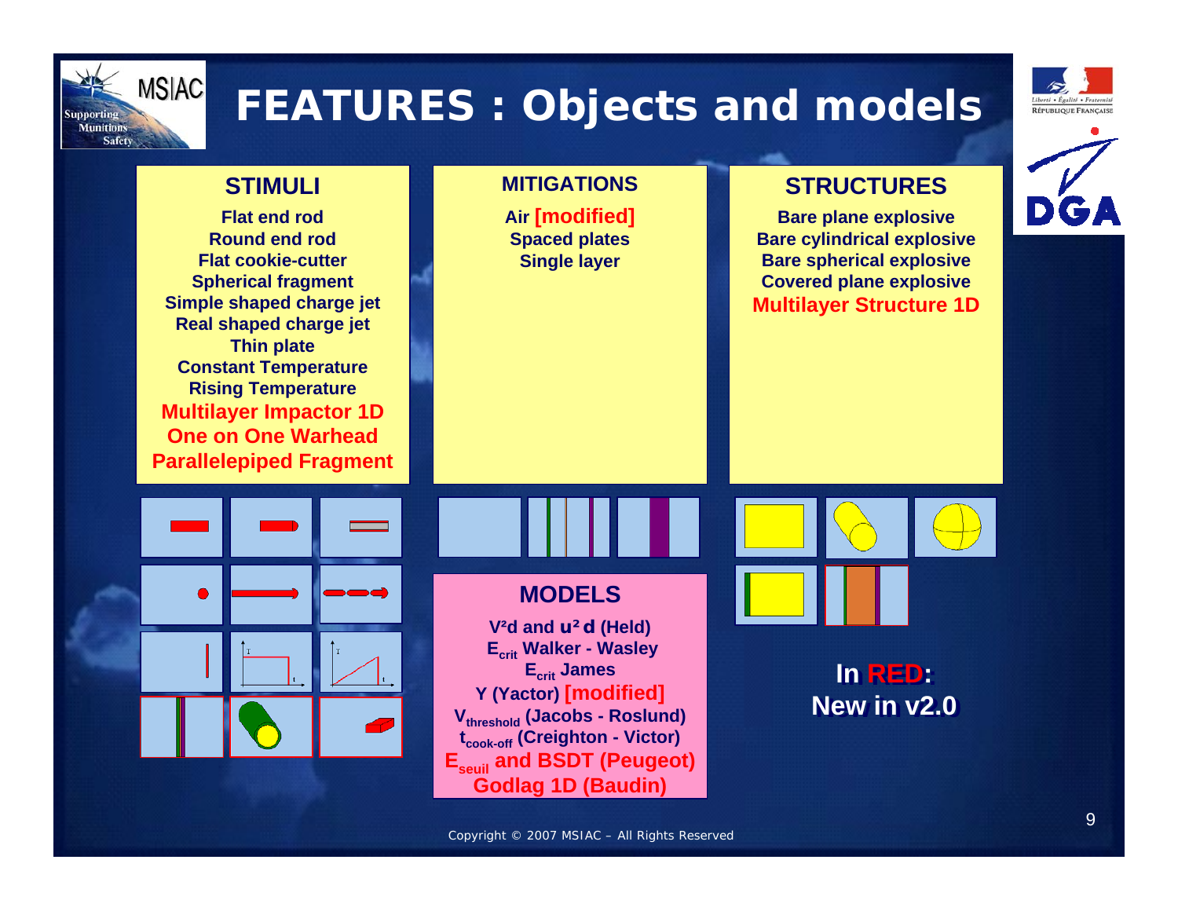# FEATURES : Objects and models

## STIMULI

- Flat end rod
- Round end rod
- Flat cookie-cutter
- Spherical fragment
- Simple shaped charge jet
- Real shaped charge jet
- Thin plate
- Constant Temperature
- Rising Temperature
- **Multilayer Impactor 1D**
- **One on One Warhead**
- **Parallelepiped Fragment**

## MITIGATIONS

- Air **[modified]**
- Spaced plates
- Single layer

## STRUCTURES

- Bare plane explosive
- Bare cylindrical explosive
- Bare spherical explosive
- Covered plane explosive
- **Multilayer Structure 1D**

## MODELS

- $V^2d$ and $u^2 d$ (Held)
- $E_{crit}$ Walker - Wasley
- $E_{crit}$ James
- Y (Yactor) **[modified]**
- $V_{threshold}$ (Jacobs - Roslund)
- $t_{cook\text{-}off}$ (Creighton - Victor)
- **$E_{seuil}$ and BSDT (Peugeot)**
- **Godlag 1D (Baudin)**

**In RED: New in v2.0**

Copyright © 2007 MSIAC – All Rights Reserved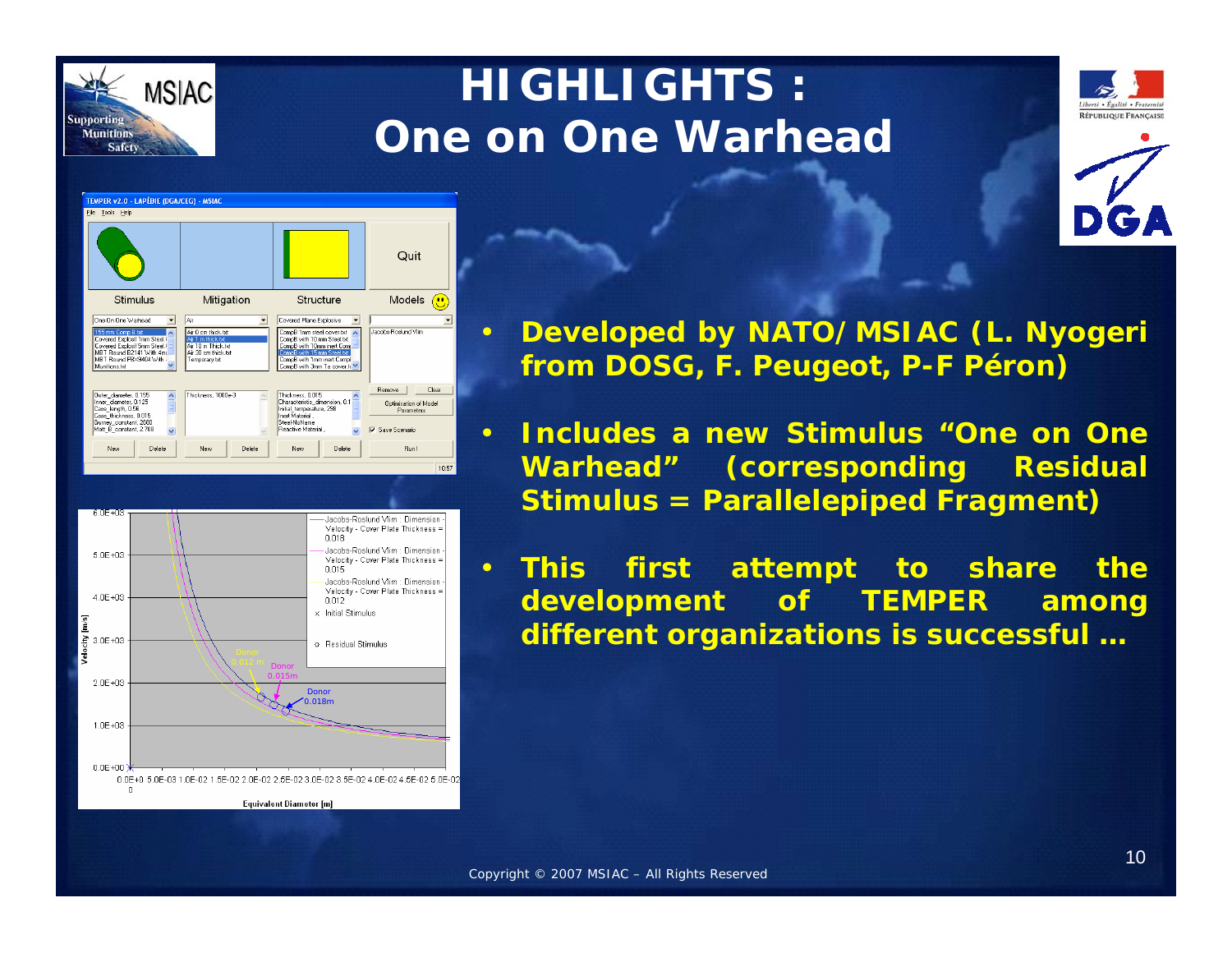# HIGHLIGHTS : One on One Warhead

- **Developed by NATO/MSIAC (L. Nyogeri from DOSG, F. Peugeot, P-F Péron)**
- **Includes a new Stimulus "One on One Warhead" (corresponding Residual Stimulus = Parallelepiped Fragment)**
- **This first attempt to share the development of TEMPER among different organizations is successful …**

Copyright © 2007 MSIAC – All Rights Reserved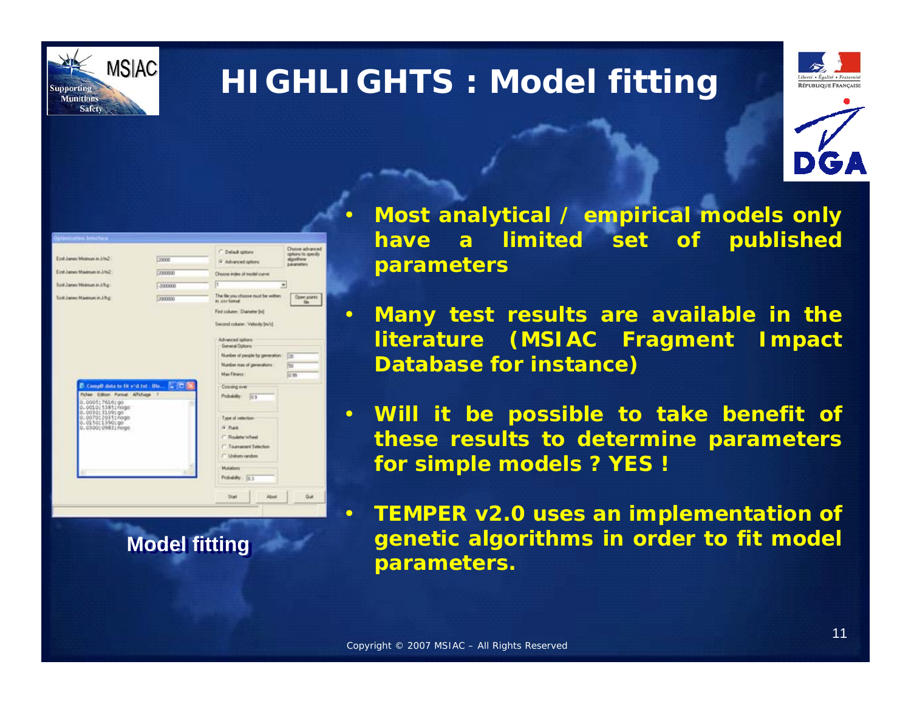# HIGHLIGHTS : Model fitting

- **Most analytical / empirical models only have a limited set of published parameters**
- **Many test results are available in the literature (MSIAC Fragment Impact Database for instance)**
- **Will it be possible to take benefit of these results to determine parameters for simple models ? YES !**
- **TEMPER v2.0 uses an implementation of genetic algorithms in order to fit model parameters.**

**Model fitting**

Copyright © 2007 MSIAC – All Rights Reserved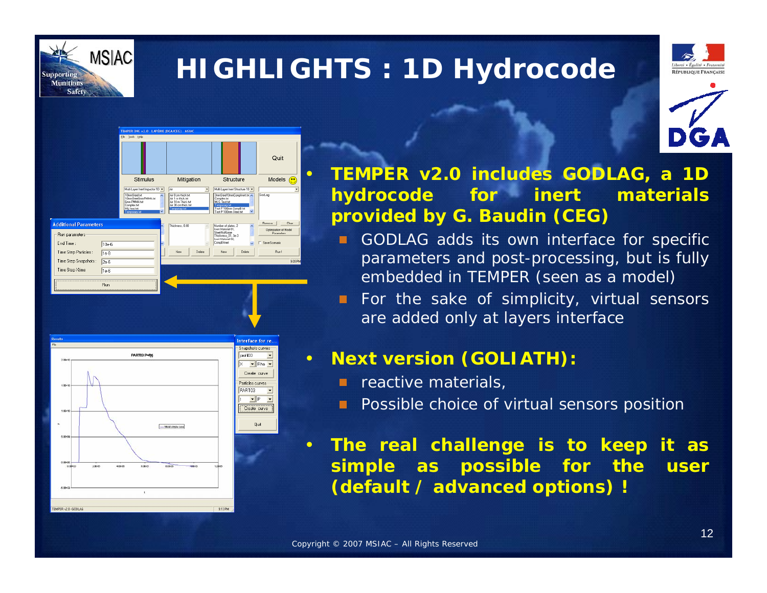# HIGHLIGHTS : 1D Hydrocode

- **TEMPER v2.0 includes GODLAG, a 1D hydrocode for inert materials provided by G. Baudin (CEG)**
  - GODLAG adds its own interface for specific parameters and post-processing, but is fully embedded in TEMPER (seen as a model)
  - For the sake of simplicity, virtual sensors are added only at layers interface

- **Next version (GOLIATH):**
  - reactive materials,
  - Possible choice of virtual sensors position

- **The real challenge is to keep it as simple as possible for the user (default / advanced options) !**

Copyright © 2007 MSIAC – All Rights Reserved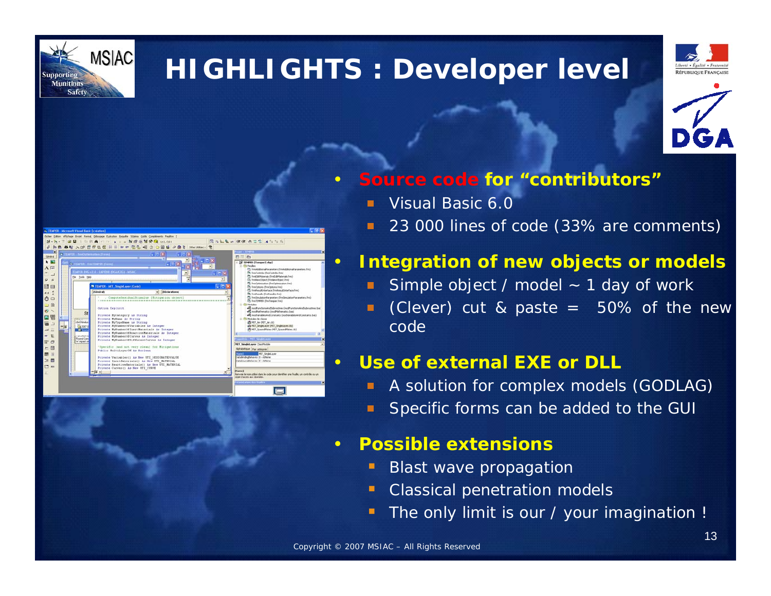# HIGHLIGHTS : Developer level

- **Source code for "contributors"**
  - Visual Basic 6.0
  - 23 000 lines of code (33% are comments)
- **Integration of new objects or models**
  - Simple object / model ~ 1 day of work
  - (Clever) cut & paste = 50% of the new code
- **Use of external EXE or DLL**
  - A solution for complex models (GODLAG)
  - Specific forms can be added to the GUI
- **Possible extensions**
  - Blast wave propagation
  - Classical penetration models
  - The only limit is our / your imagination !

Copyright © 2007 MSIAC – All Rights Reserved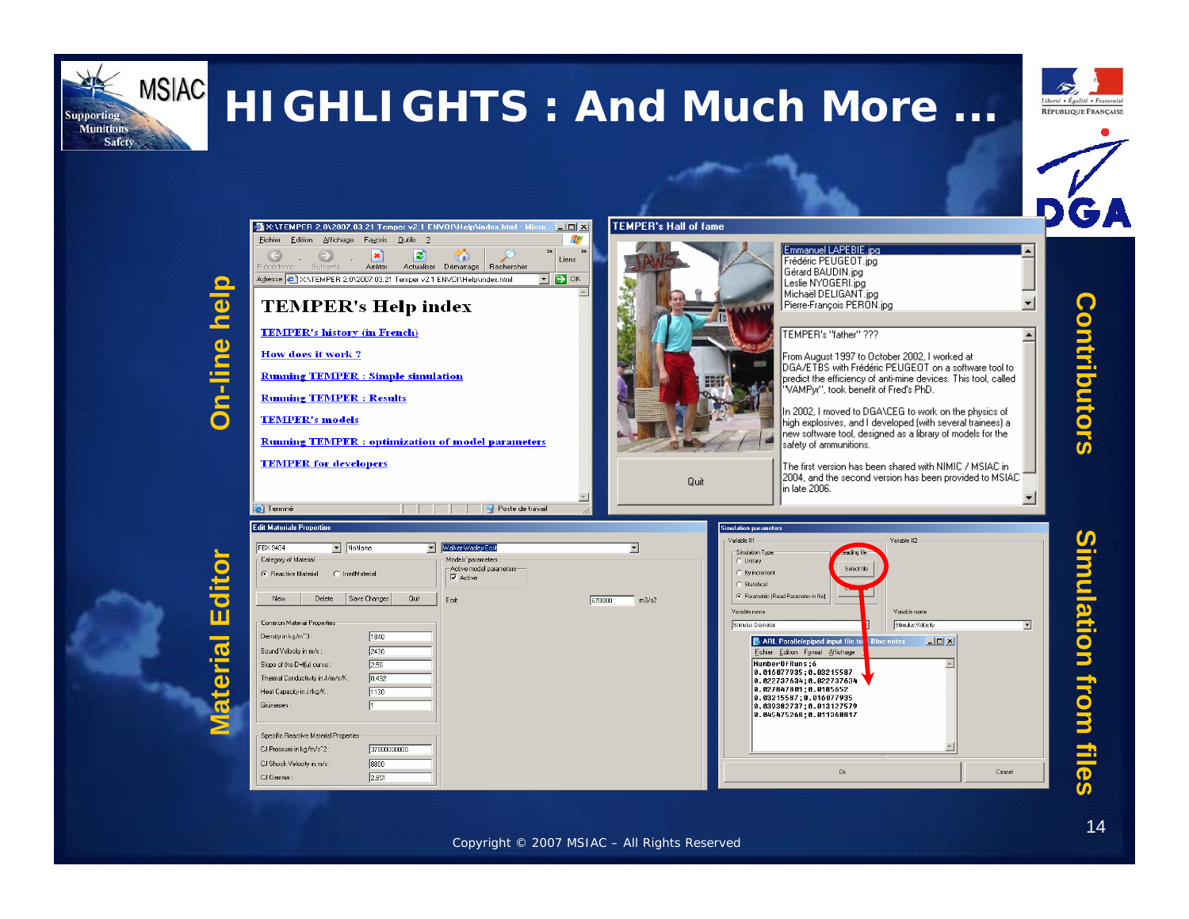# HIGHLIGHTS : And Much More …

MSIAC Supporting Munitions Safety

Liberté • Égalité • Fraternité
RÉPUBLIQUE FRANÇAISE

DGA

**On-line help**

**Contributors**

**Material Editor**

**Simulation from files**

TEMPER's Help index

- TEMPER's history (in French)
- How does it work ?
- Running TEMPER : Simple simulation
- Running TEMPER : Results
- TEMPER's models
- Running TEMPER : optimization of model parameters
- TEMPER for developers

TEMPER's Hall of fame

- Emmanuel LAPEBIE.jpg
- Frédéric PEUGEOT.jpg
- Gérard BAUDIN.jpg
- Leslie NYOGERI.jpg
- Michaël DELIGANT.jpg
- Pierre-François PERON.jpg

TEMPER's "father" ???

From August 1997 to October 2002, I worked at DGA/ETBS with Frédéric PEUGEOT on a software tool to predict the efficiency of anti-mine devices. This tool, called "VAMPyr", took benefit of Fred's PhD.

In 2002, I moved to DGA\CEG to work on the physics of high explosives, and I developed (with several trainees) a new software tool, designed as a library of models for the safety of ammunitions.

The first version has been shared with NIMIC / MSIAC in 2004, and the second version has been provided to MSIAC in late 2006.

Edit Materials Properties

Common Material Properties

- Density in kg/m^3 : 1840
- Sound Velocity in m/s : 2430
- Slope of the D=f(u) curve : 2.56
- Thermal Conductivity in J/m/s/K : 0.432
- Heat Capacity in J/kg/K : 1130
- Grüneisen : 1

Specific Reactive Material Properties

- CJ Pressure in kg/m/s^2 : 37000000000
- CJ Shock Velocity in m/s : 8800
- CJ Gamma : 2.851

Simulation parameters

ARL Parallelepiped input file.txt - Bloc-notes

```
NumberOfRuns;6
0.016077935;0.03215587
0.022737634;0.022737634
0.027847801;0.0185652
0.03215587;0.016077935
0.039382737;0.013127579
0.045475268;0.011368817
```

Copyright © 2007 MSIAC – All Rights Reserved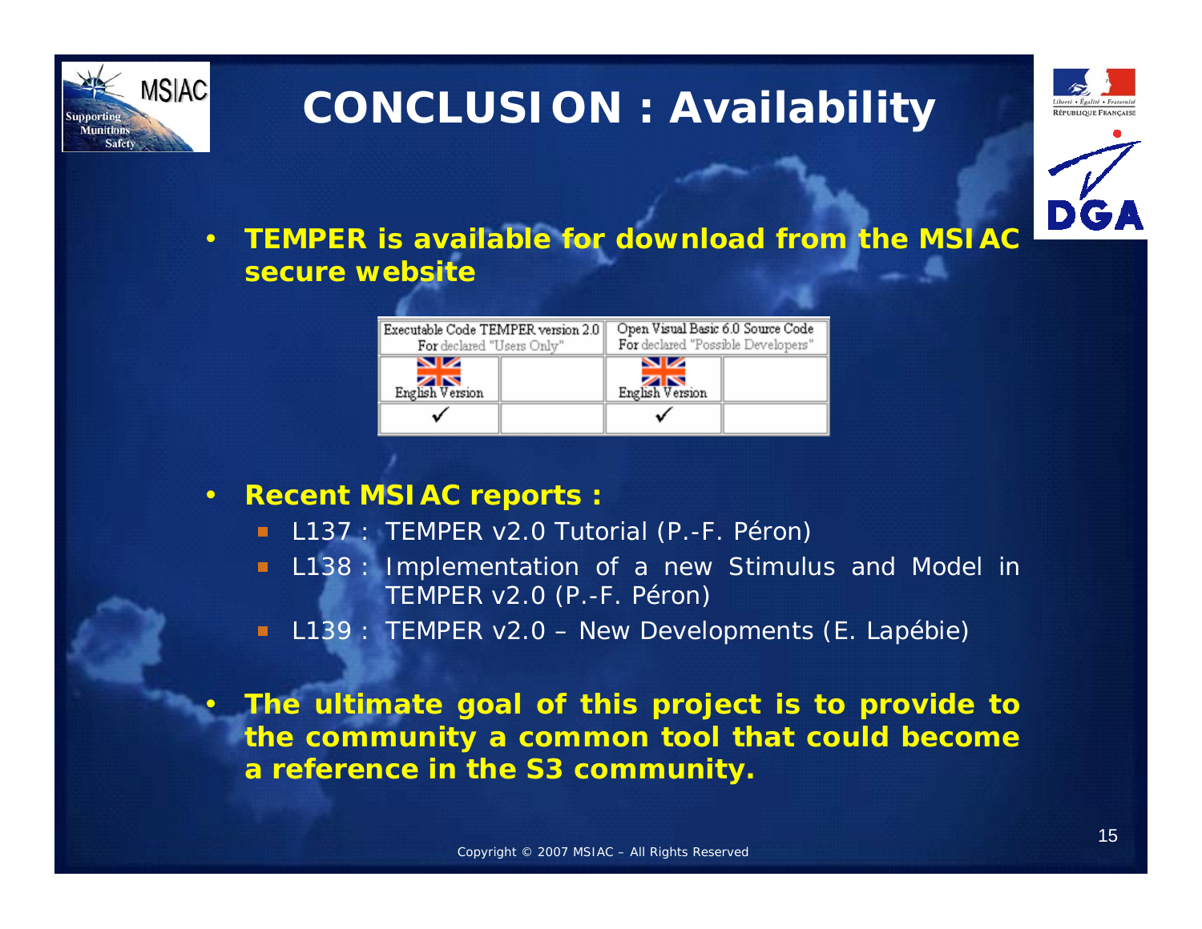# CONCLUSION : Availability

- **TEMPER is available for download from the MSIAC secure website**

| Executable Code TEMPER version 2.0 For declared "Users Only" | | Open Visual Basic 6.0 Source Code For declared "Possible Developers" | |
|---|---|---|---|
| English Version | | English Version | |
| ✓ | | ✓ | |

- **Recent MSIAC reports :**
  - L137 : TEMPER v2.0 Tutorial (P.-F. Péron)
  - L138 : Implementation of a new Stimulus and Model in TEMPER v2.0 (P.-F. Péron)
  - L139 : TEMPER v2.0 – New Developments (E. Lapébie)

- **The ultimate goal of this project is to provide to the community a common tool that could become a reference in the S3 community.**

Copyright © 2007 MSIAC – All Rights Reserved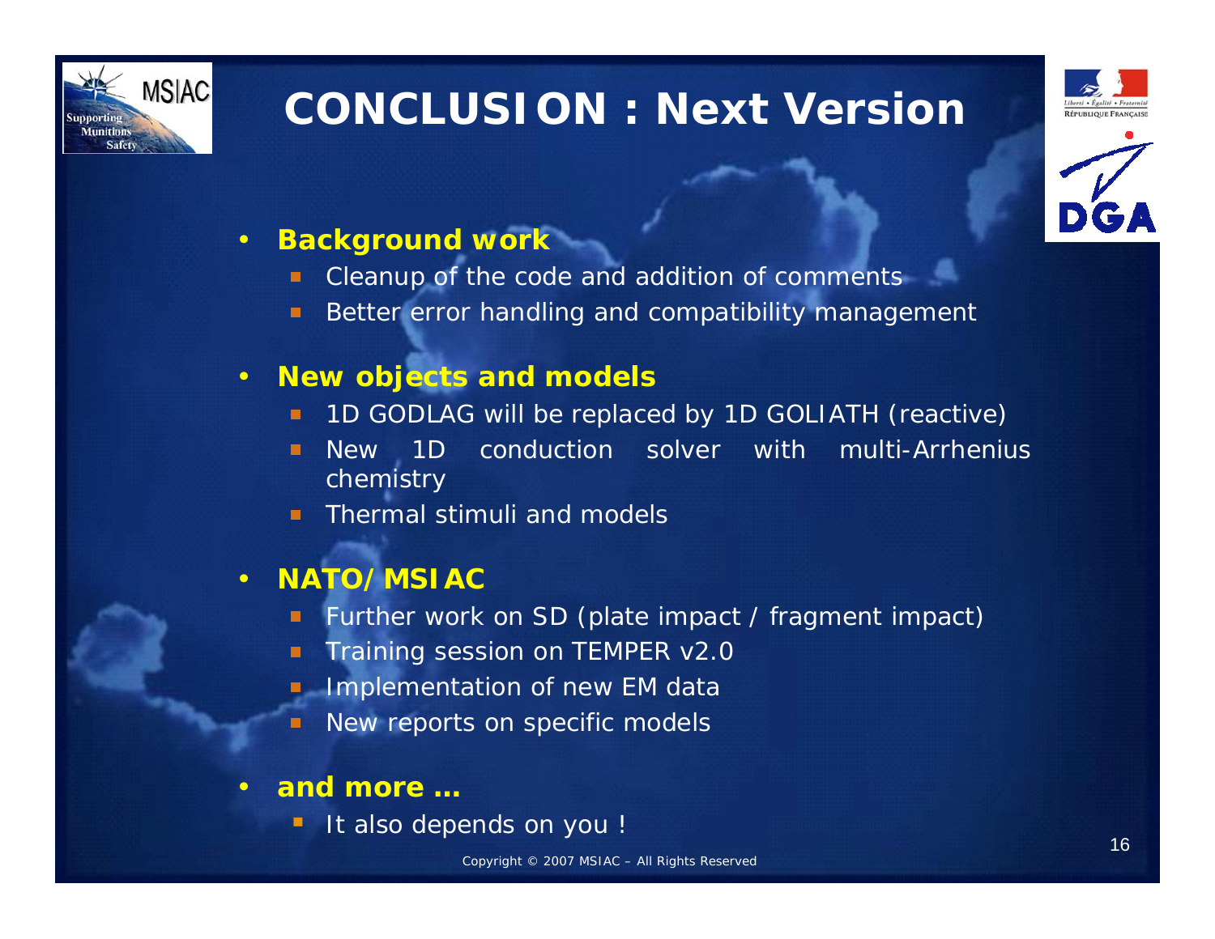# CONCLUSION : Next Version

- **Background work**
  - Cleanup of the code and addition of comments
  - Better error handling and compatibility management
- **New objects and models**
  - 1D GODLAG will be replaced by 1D GOLIATH (reactive)
  - New 1D conduction solver with multi-Arrhenius chemistry
  - Thermal stimuli and models
- **NATO/MSIAC**
  - Further work on SD (plate impact / fragment impact)
  - Training session on TEMPER v2.0
  - Implementation of new EM data
  - New reports on specific models
- **and more …**
  - It also depends on you !

Copyright © 2007 MSIAC – All Rights Reserved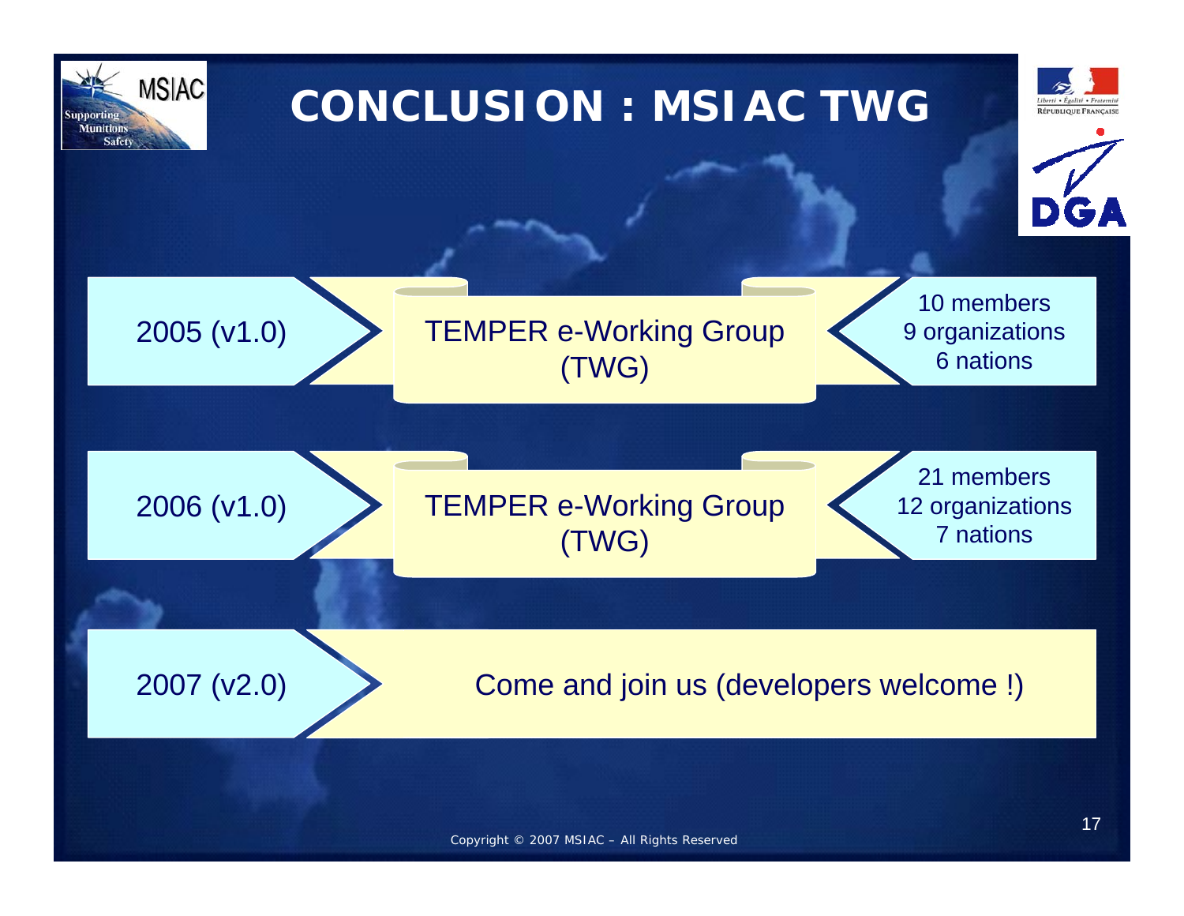# CONCLUSION : MSIAC TWG

2005 (v1.0) — TEMPER e-Working Group (TWG) — 10 members, 9 organizations, 6 nations

2006 (v1.0) — TEMPER e-Working Group (TWG) — 21 members, 12 organizations, 7 nations

2007 (v2.0) — Come and join us (developers welcome !)

Copyright © 2007 MSIAC – All Rights Reserved